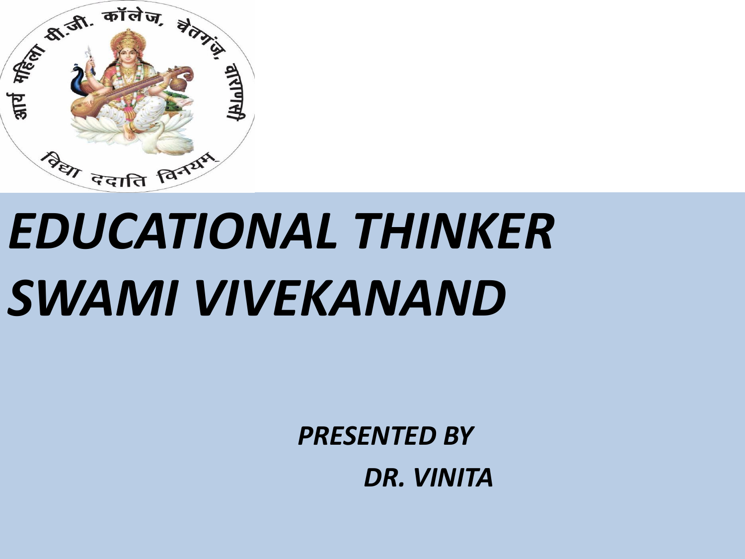आर्य महिला पी.जी. कॉलेज, चेतगंज, वाराणसी

विद्या ददाति विनयम्

# *EDUCATIONAL THINKER SWAMI VIVEKANAND*

***PRESENTED BY***

***DR. VINITA***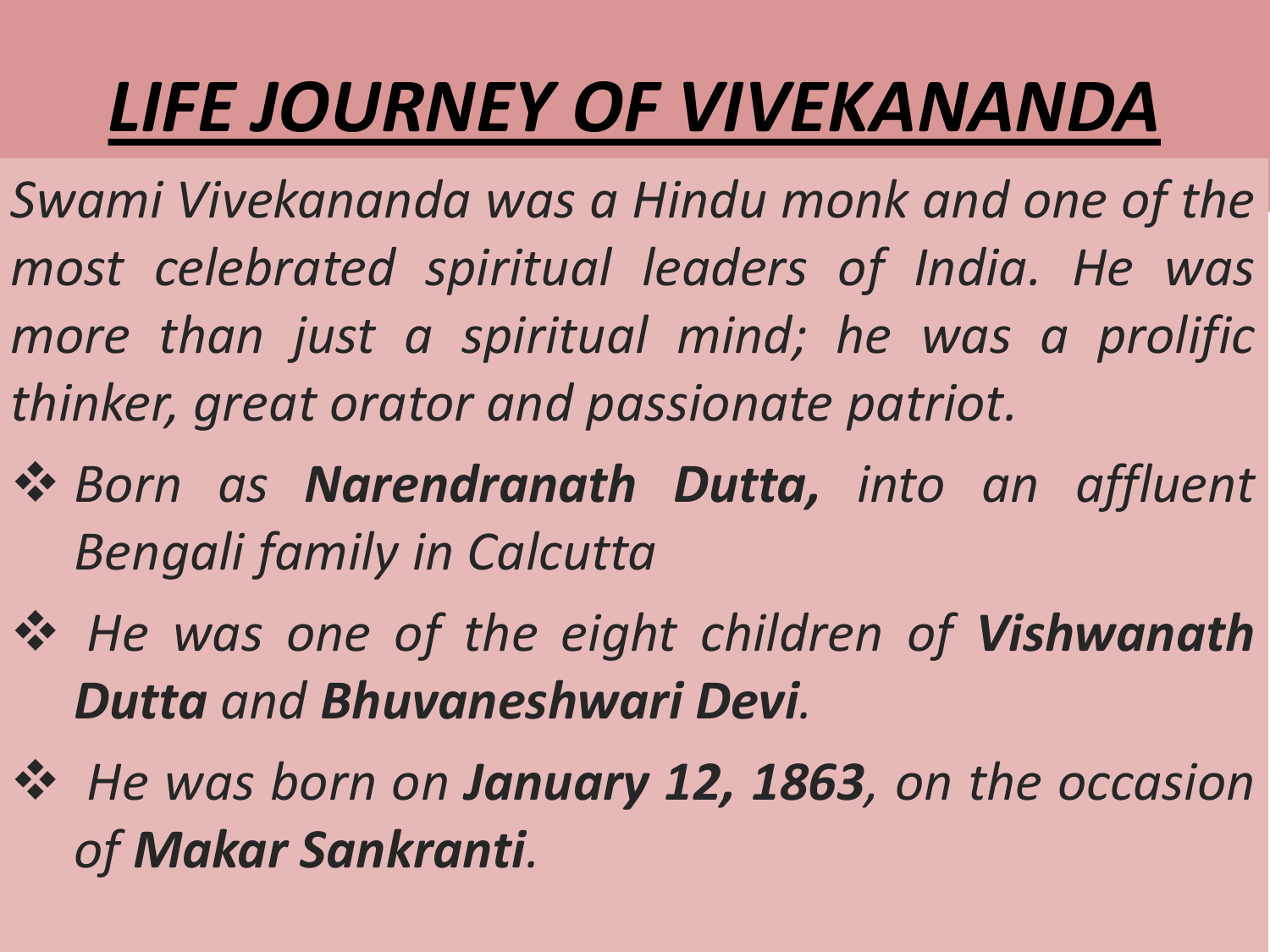# *LIFE JOURNEY OF VIVEKANANDA*

*Swami Vivekananda was a Hindu monk and one of the most celebrated spiritual leaders of India. He was more than just a spiritual mind; he was a prolific thinker, great orator and passionate patriot.*

- *Born as **Narendranath Dutta,** into an affluent Bengali family in Calcutta*
- *He was one of the eight children of **Vishwanath Dutta** and **Bhuvaneshwari Devi**.*
- *He was born on **January 12, 1863**, on the occasion of **Makar Sankranti**.*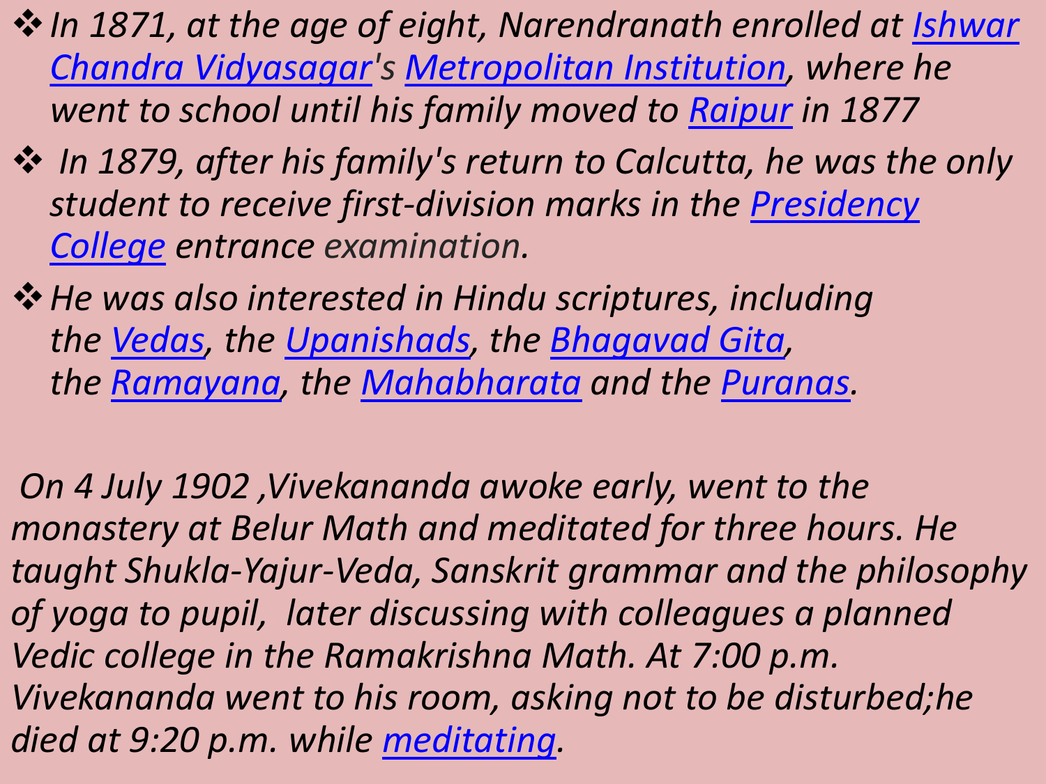- *In 1871, at the age of eight, Narendranath enrolled at Ishwar Chandra Vidyasagar's Metropolitan Institution, where he went to school until his family moved to Raipur in 1877*
- *In 1879, after his family's return to Calcutta, he was the only student to receive first-division marks in the Presidency College entrance examination.*
- *He was also interested in Hindu scriptures, including the Vedas, the Upanishads, the Bhagavad Gita, the Ramayana, the Mahabharata and the Puranas.*

*On 4 July 1902 ,Vivekananda awoke early, went to the monastery at Belur Math and meditated for three hours. He taught Shukla-Yajur-Veda, Sanskrit grammar and the philosophy of yoga to pupil, later discussing with colleagues a planned Vedic college in the Ramakrishna Math. At 7:00 p.m. Vivekananda went to his room, asking not to be disturbed;he died at 9:20 p.m. while meditating.*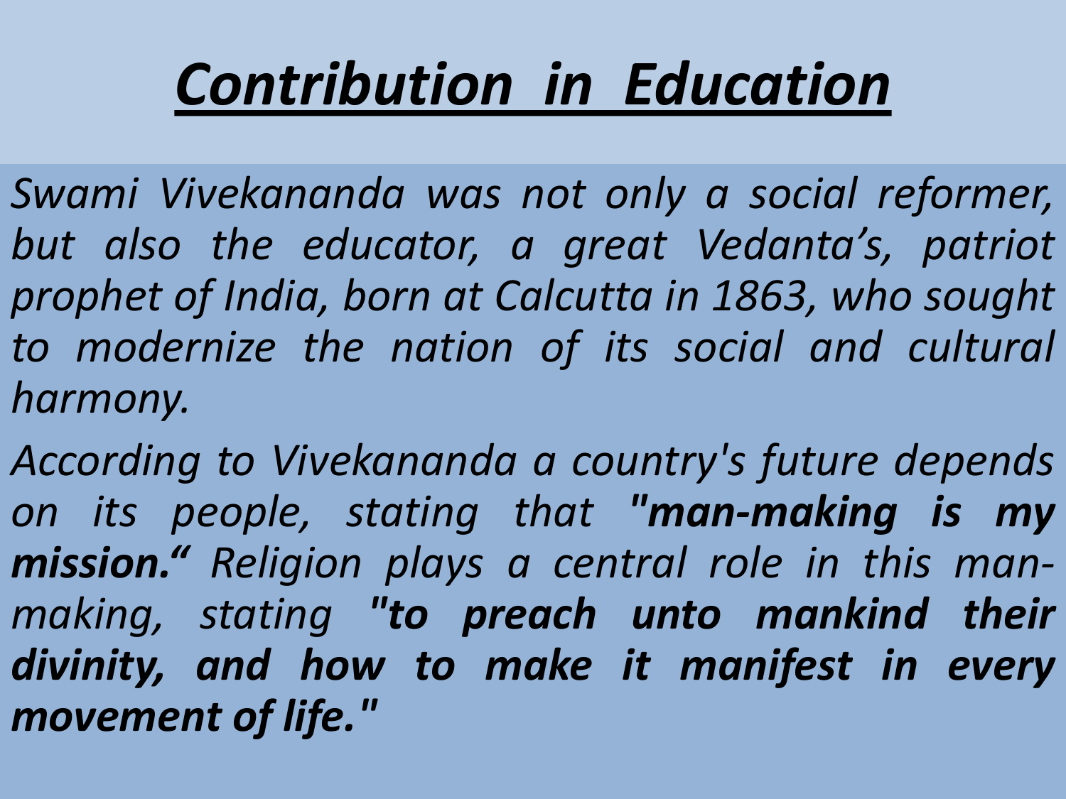# ***Contribution in Education***

*Swami Vivekananda was not only a social reformer, but also the educator, a great Vedanta's, patriot prophet of India, born at Calcutta in 1863, who sought to modernize the nation of its social and cultural harmony.*

*According to Vivekananda a country's future depends on its people, stating that **"man-making is my mission."** Religion plays a central role in this man-making, stating **"to preach unto mankind their divinity, and how to make it manifest in every movement of life."***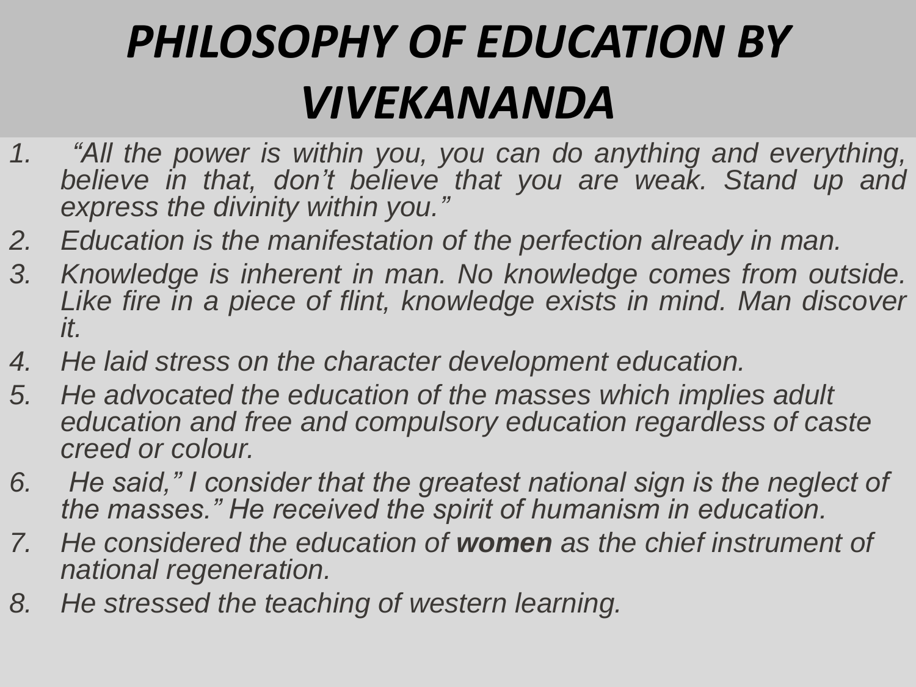# *PHILOSOPHY OF EDUCATION BY VIVEKANANDA*

1. *"All the power is within you, you can do anything and everything, believe in that, don't believe that you are weak. Stand up and express the divinity within you."*
2. *Education is the manifestation of the perfection already in man.*
3. *Knowledge is inherent in man. No knowledge comes from outside. Like fire in a piece of flint, knowledge exists in mind. Man discover it.*
4. *He laid stress on the character development education.*
5. *He advocated the education of the masses which implies adult education and free and compulsory education regardless of caste creed or colour.*
6. *He said," I consider that the greatest national sign is the neglect of the masses." He received the spirit of humanism in education.*
7. *He considered the education of **women** as the chief instrument of national regeneration.*
8. *He stressed the teaching of western learning.*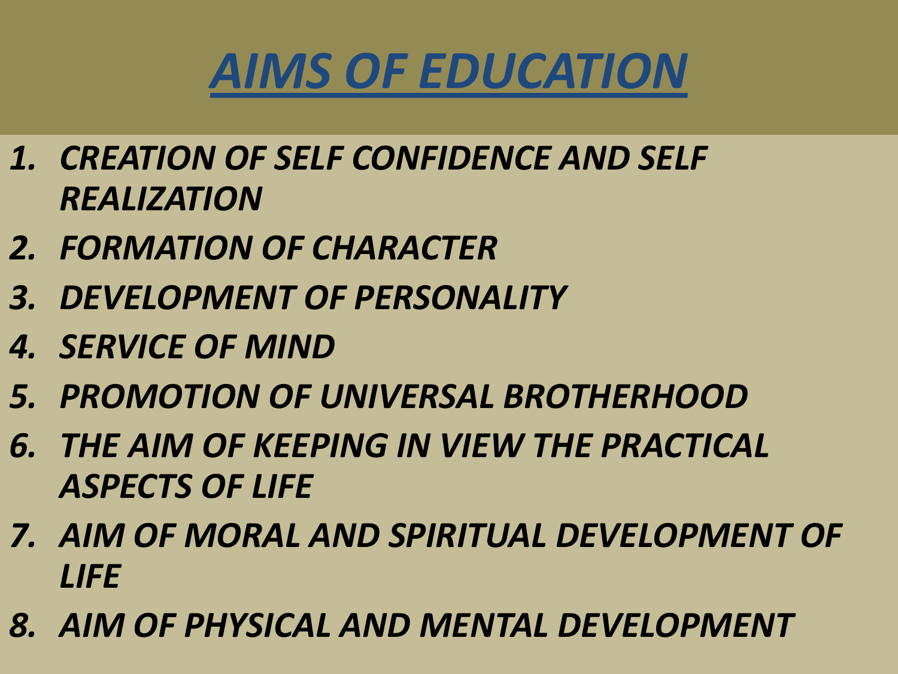# AIMS OF EDUCATION

1. *CREATION OF SELF CONFIDENCE AND SELF REALIZATION*
2. *FORMATION OF CHARACTER*
3. *DEVELOPMENT OF PERSONALITY*
4. *SERVICE OF MIND*
5. *PROMOTION OF UNIVERSAL BROTHERHOOD*
6. *THE AIM OF KEEPING IN VIEW THE PRACTICAL ASPECTS OF LIFE*
7. *AIM OF MORAL AND SPIRITUAL DEVELOPMENT OF LIFE*
8. *AIM OF PHYSICAL AND MENTAL DEVELOPMENT*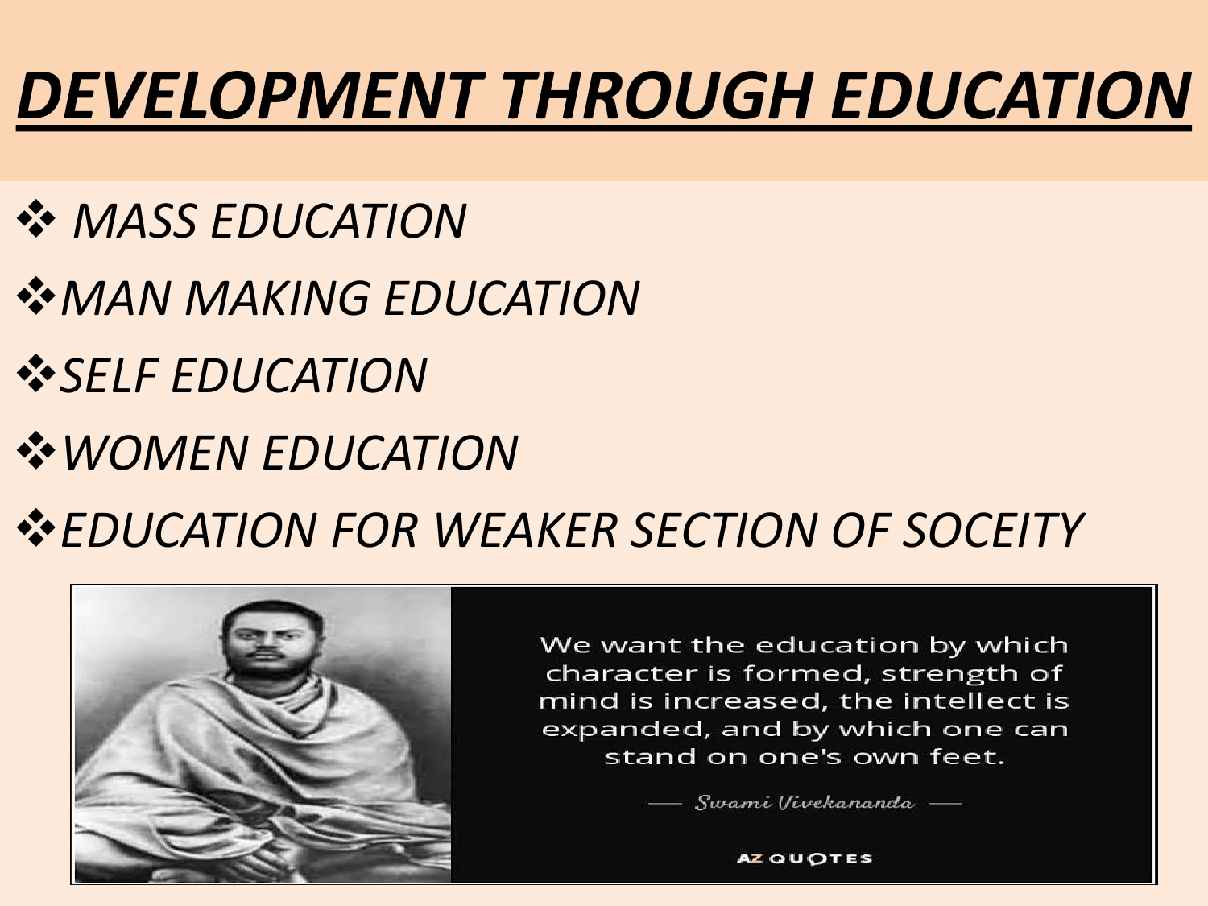# ***DEVELOPMENT THROUGH EDUCATION***

- *MASS EDUCATION*
- *MAN MAKING EDUCATION*
- *SELF EDUCATION*
- *WOMEN EDUCATION*
- *EDUCATION FOR WEAKER SECTION OF SOCEITY*

We want the education by which character is formed, strength of mind is increased, the intellect is expanded, and by which one can stand on one's own feet.

— Swami Vivekananda —

AZ QUOTES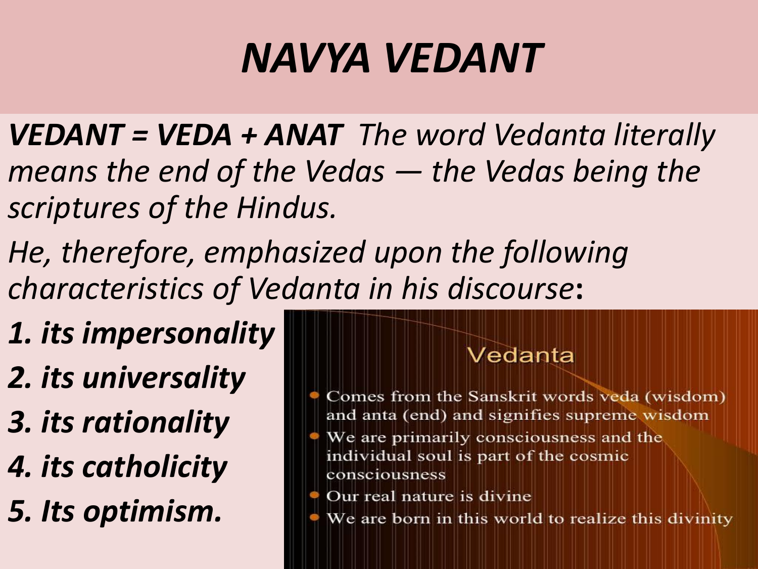# *NAVYA VEDANT*

***VEDANT = VEDA + ANAT*** *The word Vedanta literally means the end of the Vedas — the Vedas being the scriptures of the Hindus.*

*He, therefore, emphasized upon the following characteristics of Vedanta in his discourse*:

1. ***its impersonality***
2. ***its universality***
3. ***its rationality***
4. ***its catholicity***
5. ***Its optimism.***

## Vedanta

- Comes from the Sanskrit words veda (wisdom) and anta (end) and signifies supreme wisdom
- We are primarily consciousness and the individual soul is part of the cosmic consciousness
- Our real nature is divine
- We are born in this world to realize this divinity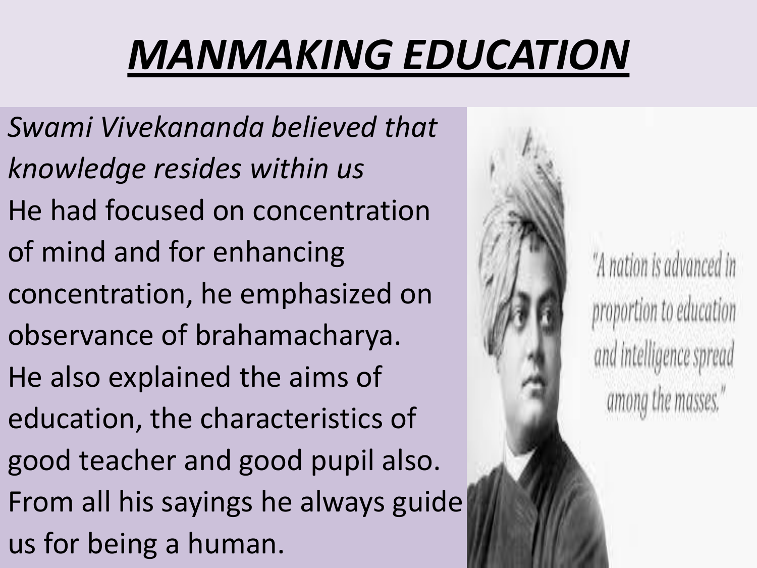# ***MANMAKING EDUCATION***

*Swami Vivekananda believed that knowledge resides within us*

He had focused on concentration of mind and for enhancing concentration, he emphasized on observance of brahamacharya.

He also explained the aims of education, the characteristics of good teacher and good pupil also.

From all his sayings he always guide us for being a human.

"A nation is advanced in proportion to education and intelligence spread among the masses."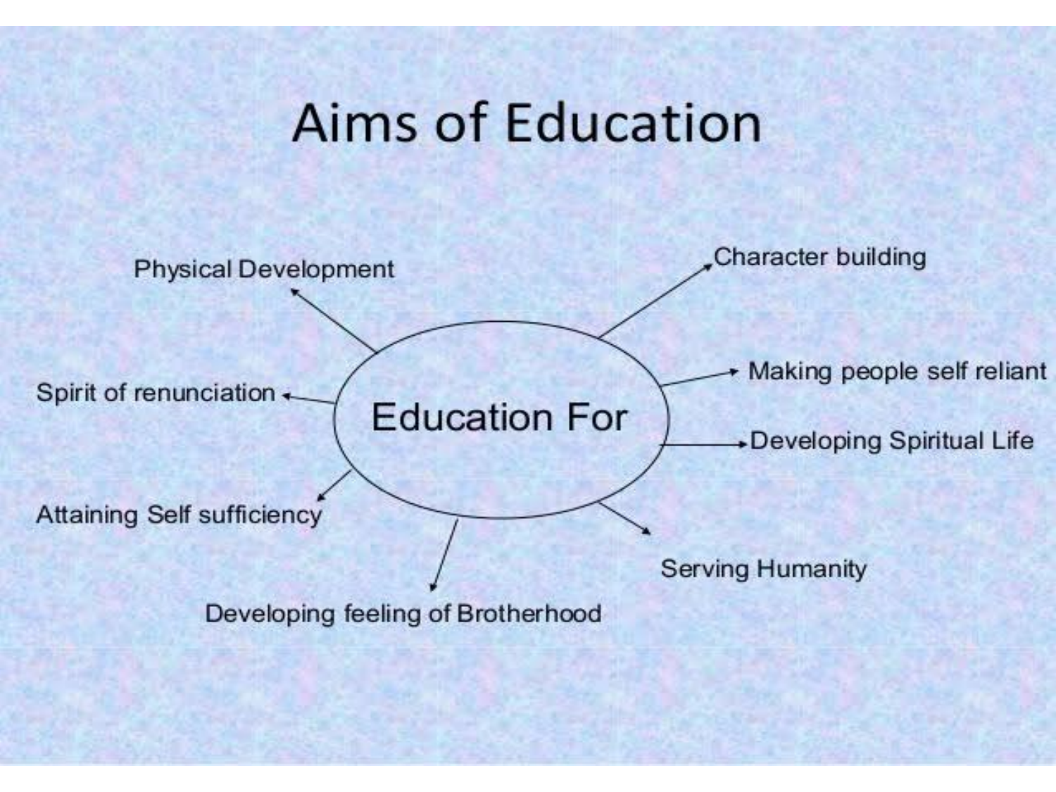# Aims of Education

**Education For**

- Physical Development
- Character building
- Making people self reliant
- Developing Spiritual Life
- Serving Humanity
- Developing feeling of Brotherhood
- Attaining Self sufficiency
- Spirit of renunciation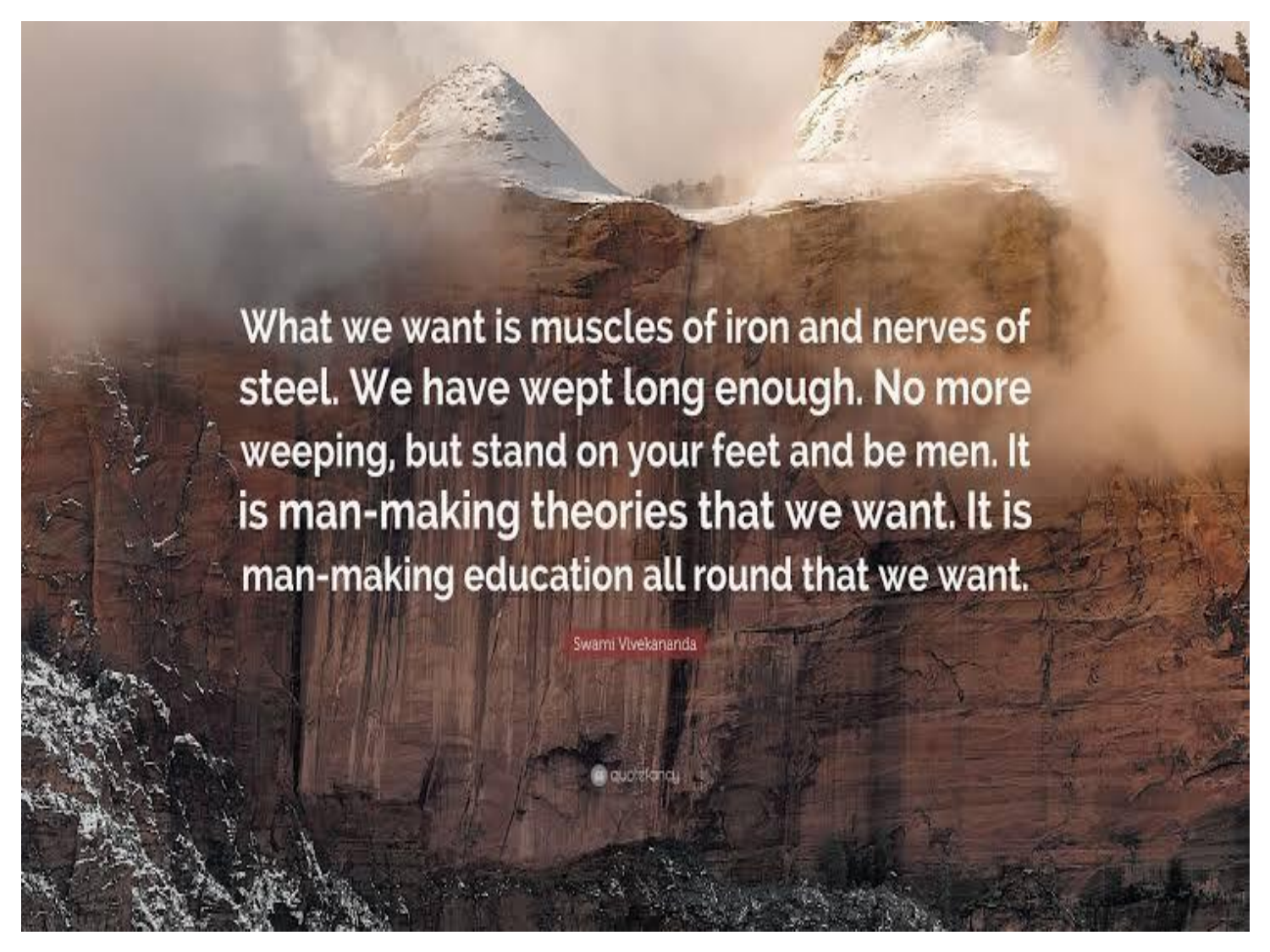What we want is muscles of iron and nerves of steel. We have wept long enough. No more weeping, but stand on your feet and be men. It is man-making theories that we want. It is man-making education all round that we want.

Swami Vivekananda